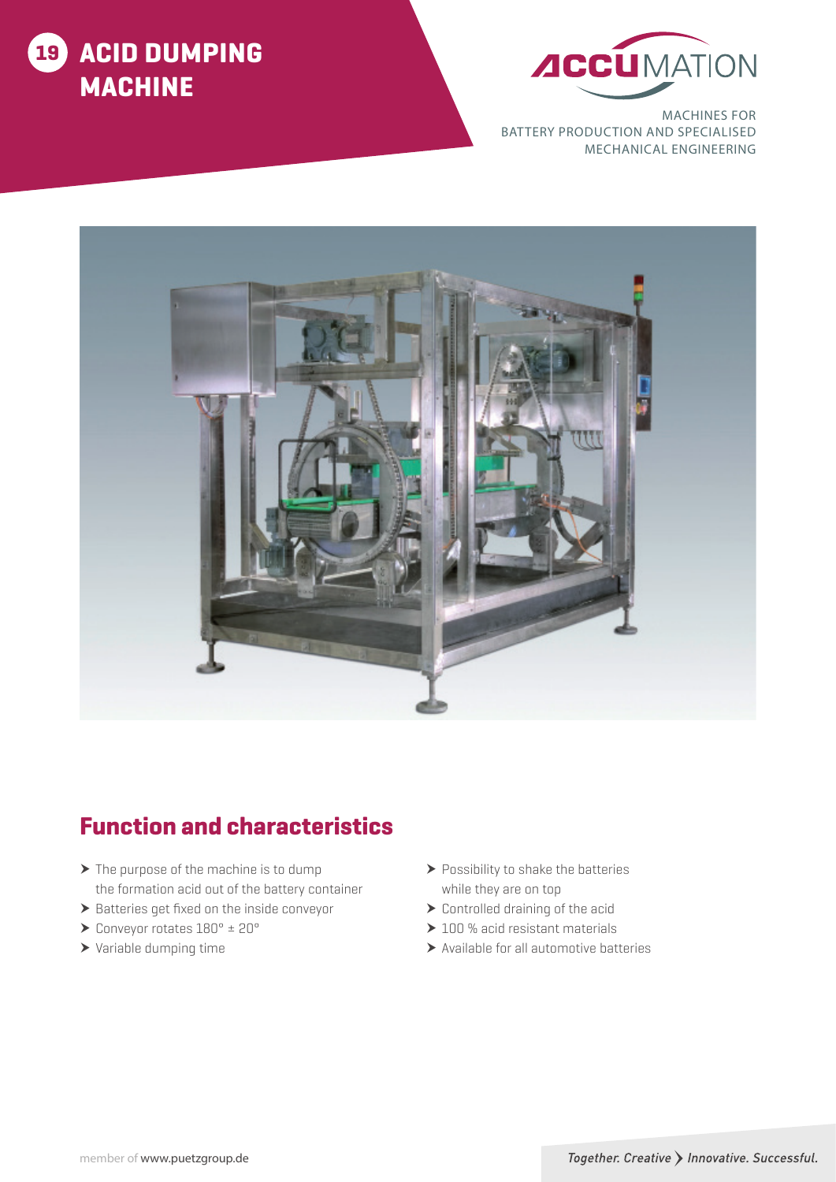# 19 ACID DUMPING MACHINE

ACCUMATION

MACHINES FOR
BATTERY PRODUCTION AND SPECIALISED
MECHANICAL ENGINEERING

## Function and characteristics

- The purpose of the machine is to dump the formation acid out of the battery container
- Batteries get fixed on the inside conveyor
- Conveyor rotates 180° ± 20°
- Variable dumping time
- Possibility to shake the batteries while they are on top
- Controlled draining of the acid
- 100 % acid resistant materials
- Available for all automotive batteries

member of www.puetzgroup.de

*Together. Creative > Innovative. Successful.*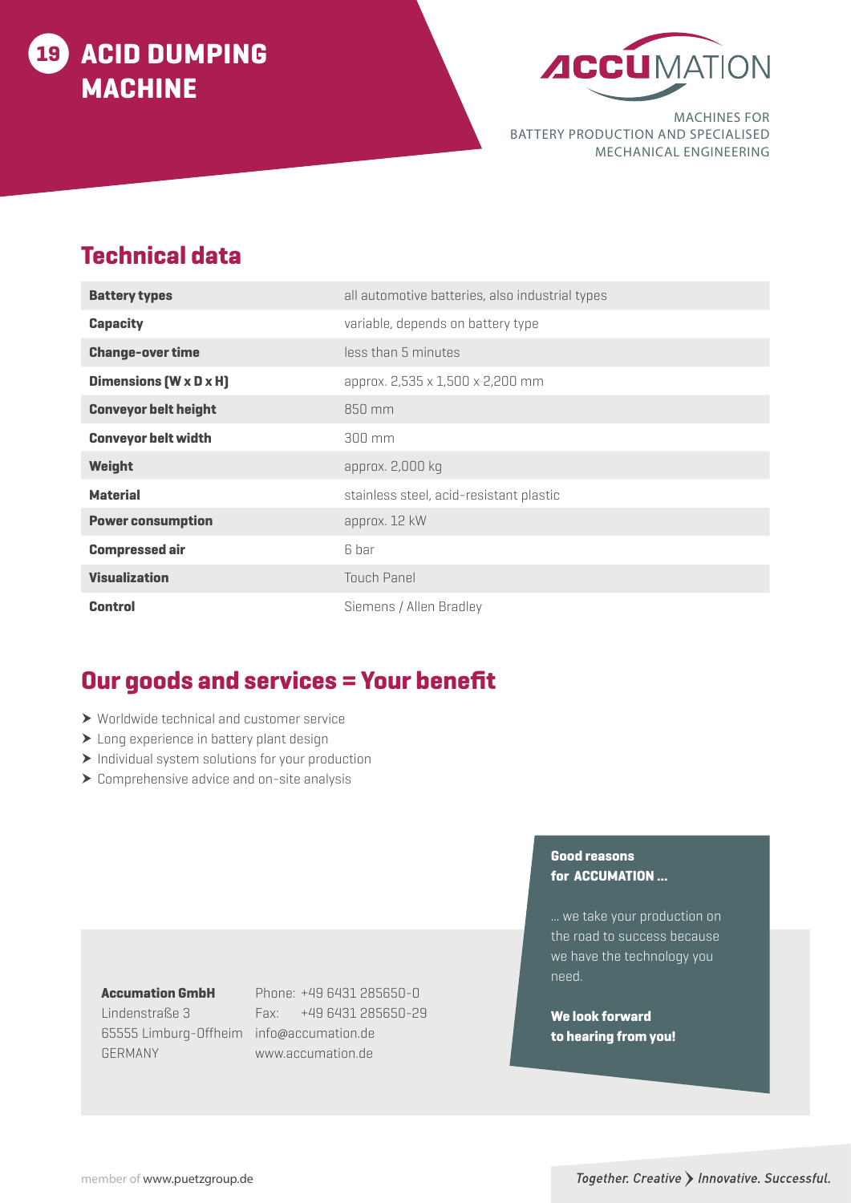# 19 ACID DUMPING MACHINE

ACCUMATION

MACHINES FOR BATTERY PRODUCTION AND SPECIALISED MECHANICAL ENGINEERING

## Technical data

| | |
|---|---|
| **Battery types** | all automotive batteries, also industrial types |
| **Capacity** | variable, depends on battery type |
| **Change-over time** | less than 5 minutes |
| **Dimensions (W x D x H)** | approx. 2,535 x 1,500 x 2,200 mm |
| **Conveyor belt height** | 850 mm |
| **Conveyor belt width** | 300 mm |
| **Weight** | approx. 2,000 kg |
| **Material** | stainless steel, acid-resistant plastic |
| **Power consumption** | approx. 12 kW |
| **Compressed air** | 6 bar |
| **Visualization** | Touch Panel |
| **Control** | Siemens / Allen Bradley |

## Our goods and services = Your benefit

- Worldwide technical and customer service
- Long experience in battery plant design
- Individual system solutions for your production
- Comprehensive advice and on-site analysis

**Accumation GmbH**
Lindenstraße 3
65555 Limburg-Offheim
GERMANY

Phone: +49 6431 285650-0
Fax: +49 6431 285650-29
info@accumation.de
www.accumation.de

**Good reasons for ACCUMATION ...**

... we take your production on the road to success because we have the technology you need.

**We look forward to hearing from you!**

member of www.puetzgroup.de

*Together. Creative ❯ Innovative. Successful.*